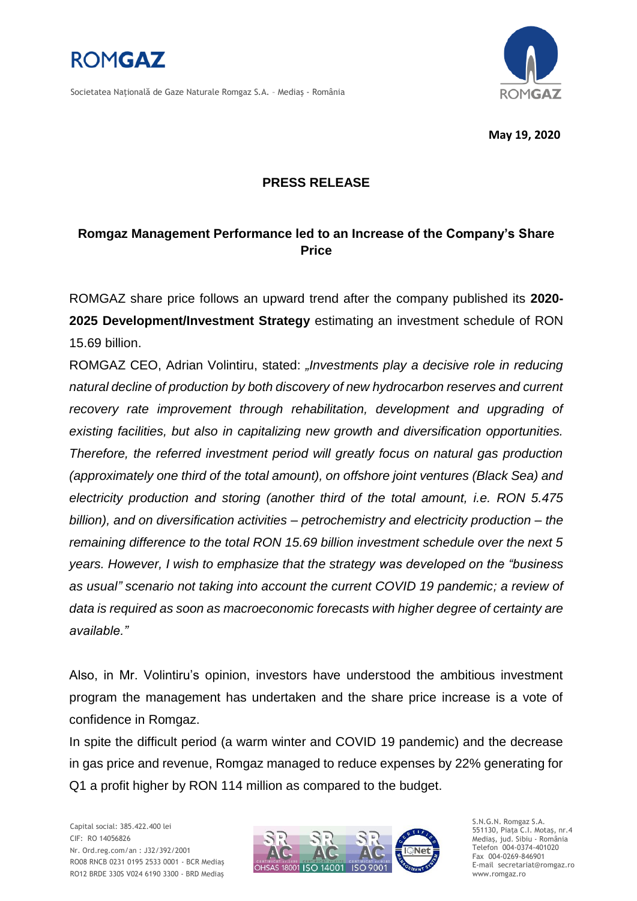**May 19, 2020**

# PRESS RELEASE

## Romgaz Management Performance led to an Increase of the Company's Share Price

ROMGAZ share price follows an upward trend after the company published its **2020-2025 Development/Investment Strategy** estimating an investment schedule of RON 15.69 billion.

ROMGAZ CEO, Adrian Volintiru, stated: *„Investments play a decisive role in reducing natural decline of production by both discovery of new hydrocarbon reserves and current recovery rate improvement through rehabilitation, development and upgrading of existing facilities, but also in capitalizing new growth and diversification opportunities. Therefore, the referred investment period will greatly focus on natural gas production (approximately one third of the total amount), on offshore joint ventures (Black Sea) and electricity production and storing (another third of the total amount, i.e. RON 5.475 billion), and on diversification activities – petrochemistry and electricity production – the remaining difference to the total RON 15.69 billion investment schedule over the next 5 years. However, I wish to emphasize that the strategy was developed on the "business as usual" scenario not taking into account the current COVID 19 pandemic; a review of data is required as soon as macroeconomic forecasts with higher degree of certainty are available."*

Also, in Mr. Volintiru's opinion, investors have understood the ambitious investment program the management has undertaken and the share price increase is a vote of confidence in Romgaz.

In spite the difficult period (a warm winter and COVID 19 pandemic) and the decrease in gas price and revenue, Romgaz managed to reduce expenses by 22% generating for Q1 a profit higher by RON 114 million as compared to the budget.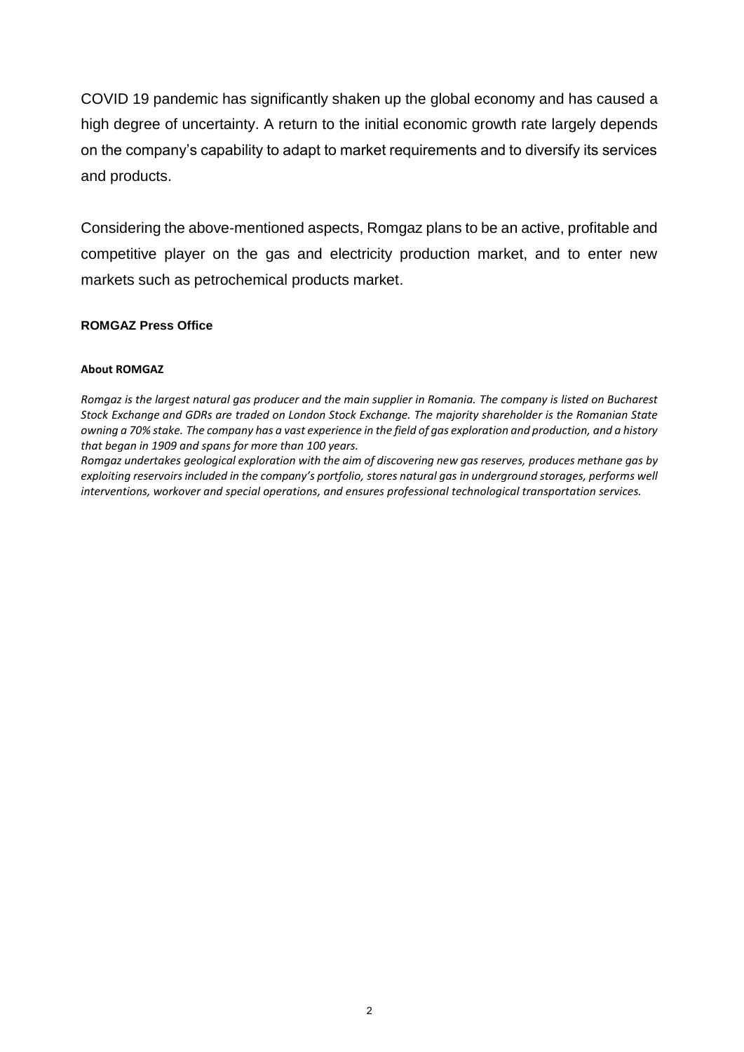COVID 19 pandemic has significantly shaken up the global economy and has caused a high degree of uncertainty. A return to the initial economic growth rate largely depends on the company's capability to adapt to market requirements and to diversify its services and products.

Considering the above-mentioned aspects, Romgaz plans to be an active, profitable and competitive player on the gas and electricity production market, and to enter new markets such as petrochemical products market.

**ROMGAZ Press Office**

**About ROMGAZ**

*Romgaz is the largest natural gas producer and the main supplier in Romania. The company is listed on Bucharest Stock Exchange and GDRs are traded on London Stock Exchange. The majority shareholder is the Romanian State owning a 70% stake. The company has a vast experience in the field of gas exploration and production, and a history that began in 1909 and spans for more than 100 years.*

*Romgaz undertakes geological exploration with the aim of discovering new gas reserves, produces methane gas by exploiting reservoirs included in the company's portfolio, stores natural gas in underground storages, performs well interventions, workover and special operations, and ensures professional technological transportation services.*